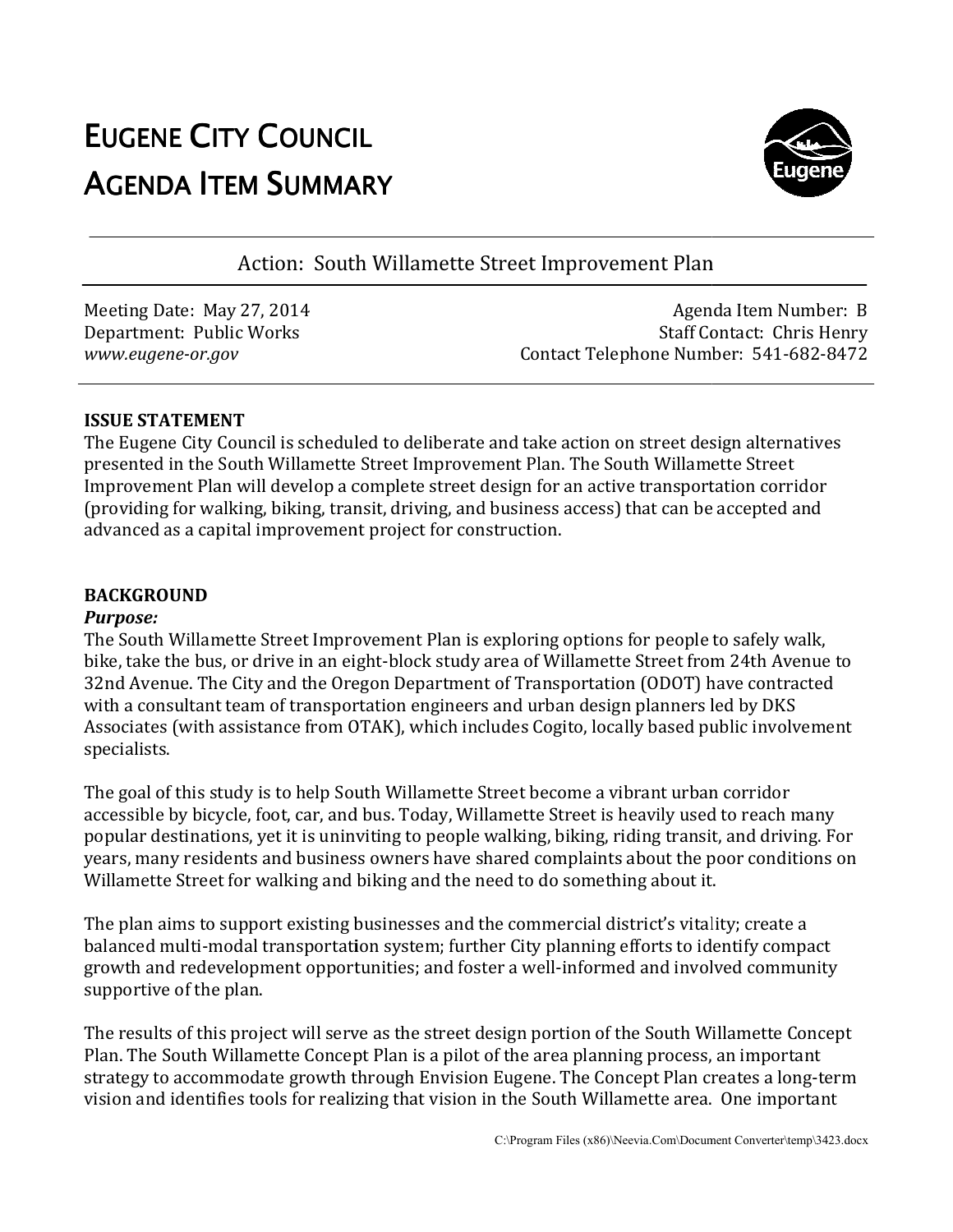# EUGENE CITY COUNCIL
# AGENDA ITEM SUMMARY

## Action: South Willamette Street Improvement Plan

Meeting Date: May 27, 2014
Department: Public Works
*www.eugene-or.gov*

Agenda Item Number: B
Staff Contact: Chris Henry
Contact Telephone Number: 541-682-8472

**ISSUE STATEMENT**

The Eugene City Council is scheduled to deliberate and take action on street design alternatives presented in the South Willamette Street Improvement Plan. The South Willamette Street Improvement Plan will develop a complete street design for an active transportation corridor (providing for walking, biking, transit, driving, and business access) that can be accepted and advanced as a capital improvement project for construction.

**BACKGROUND**

***Purpose:***

The South Willamette Street Improvement Plan is exploring options for people to safely walk, bike, take the bus, or drive in an eight-block study area of Willamette Street from 24th Avenue to 32nd Avenue. The City and the Oregon Department of Transportation (ODOT) have contracted with a consultant team of transportation engineers and urban design planners led by DKS Associates (with assistance from OTAK), which includes Cogito, locally based public involvement specialists.

The goal of this study is to help South Willamette Street become a vibrant urban corridor accessible by bicycle, foot, car, and bus. Today, Willamette Street is heavily used to reach many popular destinations, yet it is uninviting to people walking, biking, riding transit, and driving. For years, many residents and business owners have shared complaints about the poor conditions on Willamette Street for walking and biking and the need to do something about it.

The plan aims to support existing businesses and the commercial district's vitality; create a balanced multi-modal transportation system; further City planning efforts to identify compact growth and redevelopment opportunities; and foster a well-informed and involved community supportive of the plan.

The results of this project will serve as the street design portion of the South Willamette Concept Plan. The South Willamette Concept Plan is a pilot of the area planning process, an important strategy to accommodate growth through Envision Eugene. The Concept Plan creates a long-term vision and identifies tools for realizing that vision in the South Willamette area. One important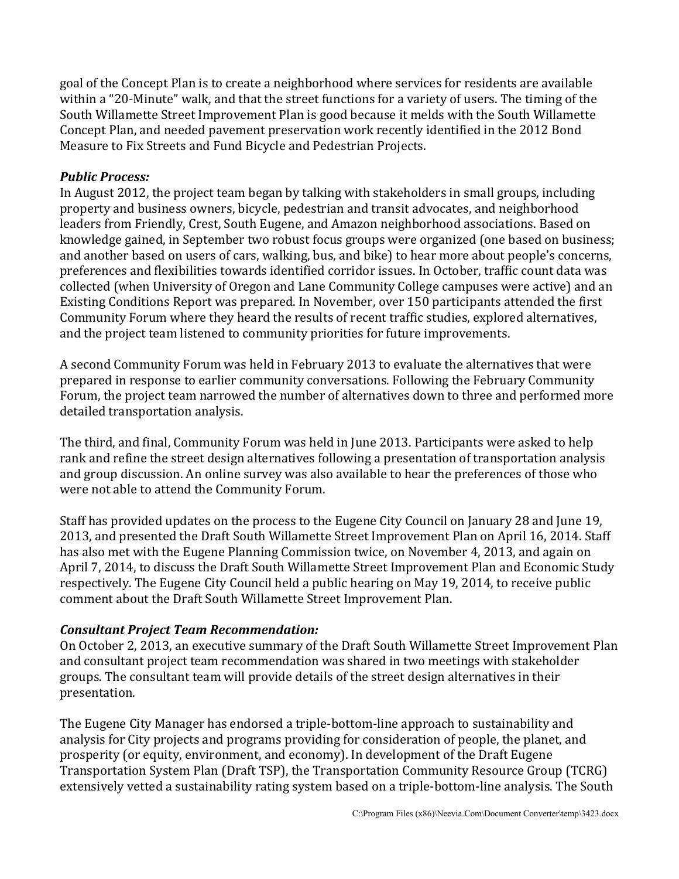goal of the Concept Plan is to create a neighborhood where services for residents are available within a "20-Minute" walk, and that the street functions for a variety of users. The timing of the South Willamette Street Improvement Plan is good because it melds with the South Willamette Concept Plan, and needed pavement preservation work recently identified in the 2012 Bond Measure to Fix Streets and Fund Bicycle and Pedestrian Projects.

***Public Process:***

In August 2012, the project team began by talking with stakeholders in small groups, including property and business owners, bicycle, pedestrian and transit advocates, and neighborhood leaders from Friendly, Crest, South Eugene, and Amazon neighborhood associations. Based on knowledge gained, in September two robust focus groups were organized (one based on business; and another based on users of cars, walking, bus, and bike) to hear more about people's concerns, preferences and flexibilities towards identified corridor issues. In October, traffic count data was collected (when University of Oregon and Lane Community College campuses were active) and an Existing Conditions Report was prepared. In November, over 150 participants attended the first Community Forum where they heard the results of recent traffic studies, explored alternatives, and the project team listened to community priorities for future improvements.

A second Community Forum was held in February 2013 to evaluate the alternatives that were prepared in response to earlier community conversations. Following the February Community Forum, the project team narrowed the number of alternatives down to three and performed more detailed transportation analysis.

The third, and final, Community Forum was held in June 2013. Participants were asked to help rank and refine the street design alternatives following a presentation of transportation analysis and group discussion. An online survey was also available to hear the preferences of those who were not able to attend the Community Forum.

Staff has provided updates on the process to the Eugene City Council on January 28 and June 19, 2013, and presented the Draft South Willamette Street Improvement Plan on April 16, 2014. Staff has also met with the Eugene Planning Commission twice, on November 4, 2013, and again on April 7, 2014, to discuss the Draft South Willamette Street Improvement Plan and Economic Study respectively. The Eugene City Council held a public hearing on May 19, 2014, to receive public comment about the Draft South Willamette Street Improvement Plan.

***Consultant Project Team Recommendation:***

On October 2, 2013, an executive summary of the Draft South Willamette Street Improvement Plan and consultant project team recommendation was shared in two meetings with stakeholder groups. The consultant team will provide details of the street design alternatives in their presentation.

The Eugene City Manager has endorsed a triple-bottom-line approach to sustainability and analysis for City projects and programs providing for consideration of people, the planet, and prosperity (or equity, environment, and economy). In development of the Draft Eugene Transportation System Plan (Draft TSP), the Transportation Community Resource Group (TCRG) extensively vetted a sustainability rating system based on a triple-bottom-line analysis. The South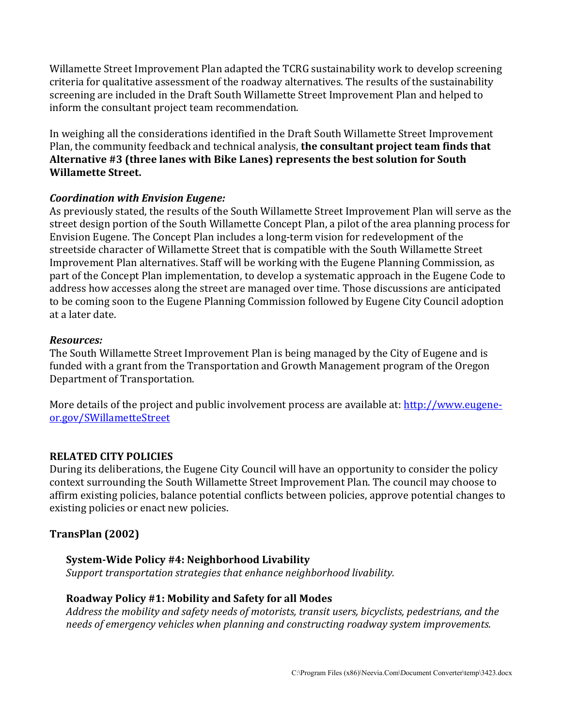Willamette Street Improvement Plan adapted the TCRG sustainability work to develop screening criteria for qualitative assessment of the roadway alternatives. The results of the sustainability screening are included in the Draft South Willamette Street Improvement Plan and helped to inform the consultant project team recommendation.

In weighing all the considerations identified in the Draft South Willamette Street Improvement Plan, the community feedback and technical analysis, **the consultant project team finds that Alternative #3 (three lanes with Bike Lanes) represents the best solution for South Willamette Street.**

***Coordination with Envision Eugene:***

As previously stated, the results of the South Willamette Street Improvement Plan will serve as the street design portion of the South Willamette Concept Plan, a pilot of the area planning process for Envision Eugene. The Concept Plan includes a long-term vision for redevelopment of the streetside character of Willamette Street that is compatible with the South Willamette Street Improvement Plan alternatives. Staff will be working with the Eugene Planning Commission, as part of the Concept Plan implementation, to develop a systematic approach in the Eugene Code to address how accesses along the street are managed over time. Those discussions are anticipated to be coming soon to the Eugene Planning Commission followed by Eugene City Council adoption at a later date.

***Resources:***

The South Willamette Street Improvement Plan is being managed by the City of Eugene and is funded with a grant from the Transportation and Growth Management program of the Oregon Department of Transportation.

More details of the project and public involvement process are available at: http://www.eugene-or.gov/SWillametteStreet

## RELATED CITY POLICIES

During its deliberations, the Eugene City Council will have an opportunity to consider the policy context surrounding the South Willamette Street Improvement Plan. The council may choose to affirm existing policies, balance potential conflicts between policies, approve potential changes to existing policies or enact new policies.

### TransPlan (2002)

**System-Wide Policy #4: Neighborhood Livability**

*Support transportation strategies that enhance neighborhood livability.*

**Roadway Policy #1: Mobility and Safety for all Modes**

*Address the mobility and safety needs of motorists, transit users, bicyclists, pedestrians, and the needs of emergency vehicles when planning and constructing roadway system improvements.*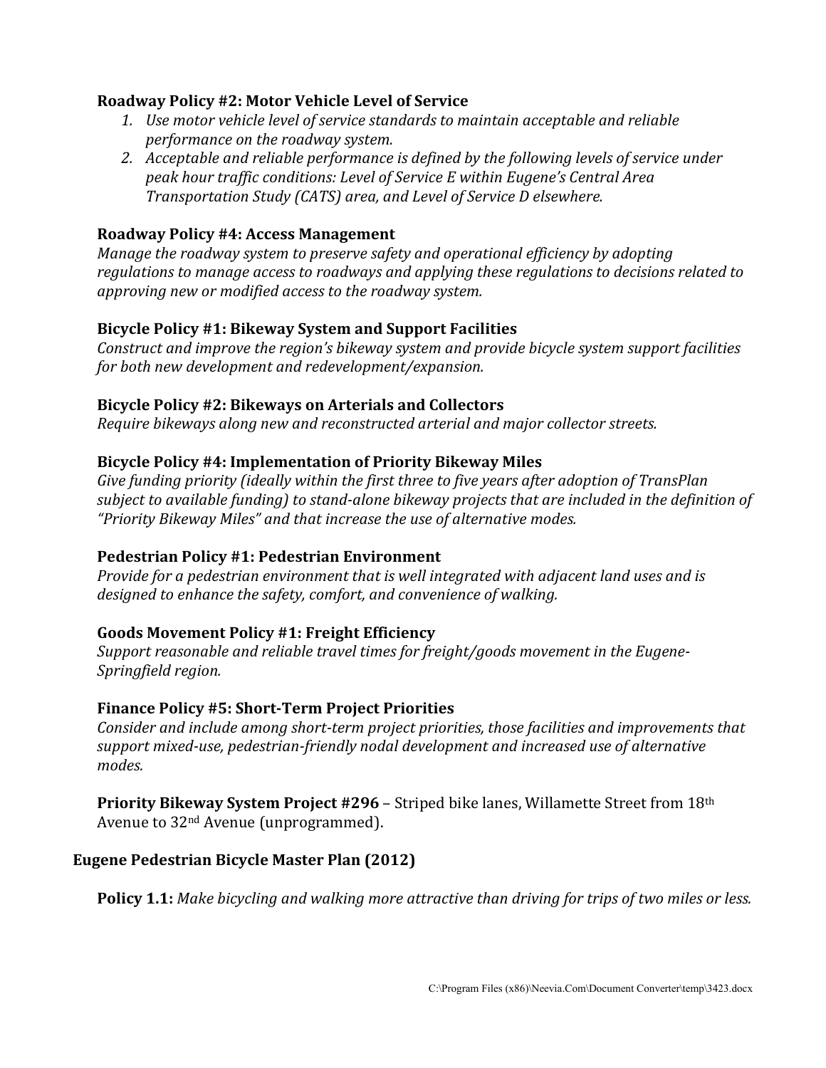**Roadway Policy #2: Motor Vehicle Level of Service**

1. *Use motor vehicle level of service standards to maintain acceptable and reliable performance on the roadway system.*
2. *Acceptable and reliable performance is defined by the following levels of service under peak hour traffic conditions: Level of Service E within Eugene's Central Area Transportation Study (CATS) area, and Level of Service D elsewhere.*

**Roadway Policy #4: Access Management**

*Manage the roadway system to preserve safety and operational efficiency by adopting regulations to manage access to roadways and applying these regulations to decisions related to approving new or modified access to the roadway system.*

**Bicycle Policy #1: Bikeway System and Support Facilities**

*Construct and improve the region's bikeway system and provide bicycle system support facilities for both new development and redevelopment/expansion.*

**Bicycle Policy #2: Bikeways on Arterials and Collectors**

*Require bikeways along new and reconstructed arterial and major collector streets.*

**Bicycle Policy #4: Implementation of Priority Bikeway Miles**

*Give funding priority (ideally within the first three to five years after adoption of TransPlan subject to available funding) to stand-alone bikeway projects that are included in the definition of "Priority Bikeway Miles" and that increase the use of alternative modes.*

**Pedestrian Policy #1: Pedestrian Environment**

*Provide for a pedestrian environment that is well integrated with adjacent land uses and is designed to enhance the safety, comfort, and convenience of walking.*

**Goods Movement Policy #1: Freight Efficiency**

*Support reasonable and reliable travel times for freight/goods movement in the Eugene-Springfield region.*

**Finance Policy #5: Short-Term Project Priorities**

*Consider and include among short-term project priorities, those facilities and improvements that support mixed-use, pedestrian-friendly nodal development and increased use of alternative modes.*

**Priority Bikeway System Project #296** – Striped bike lanes, Willamette Street from 18th Avenue to 32nd Avenue (unprogrammed).

**Eugene Pedestrian Bicycle Master Plan (2012)**

**Policy 1.1:** *Make bicycling and walking more attractive than driving for trips of two miles or less.*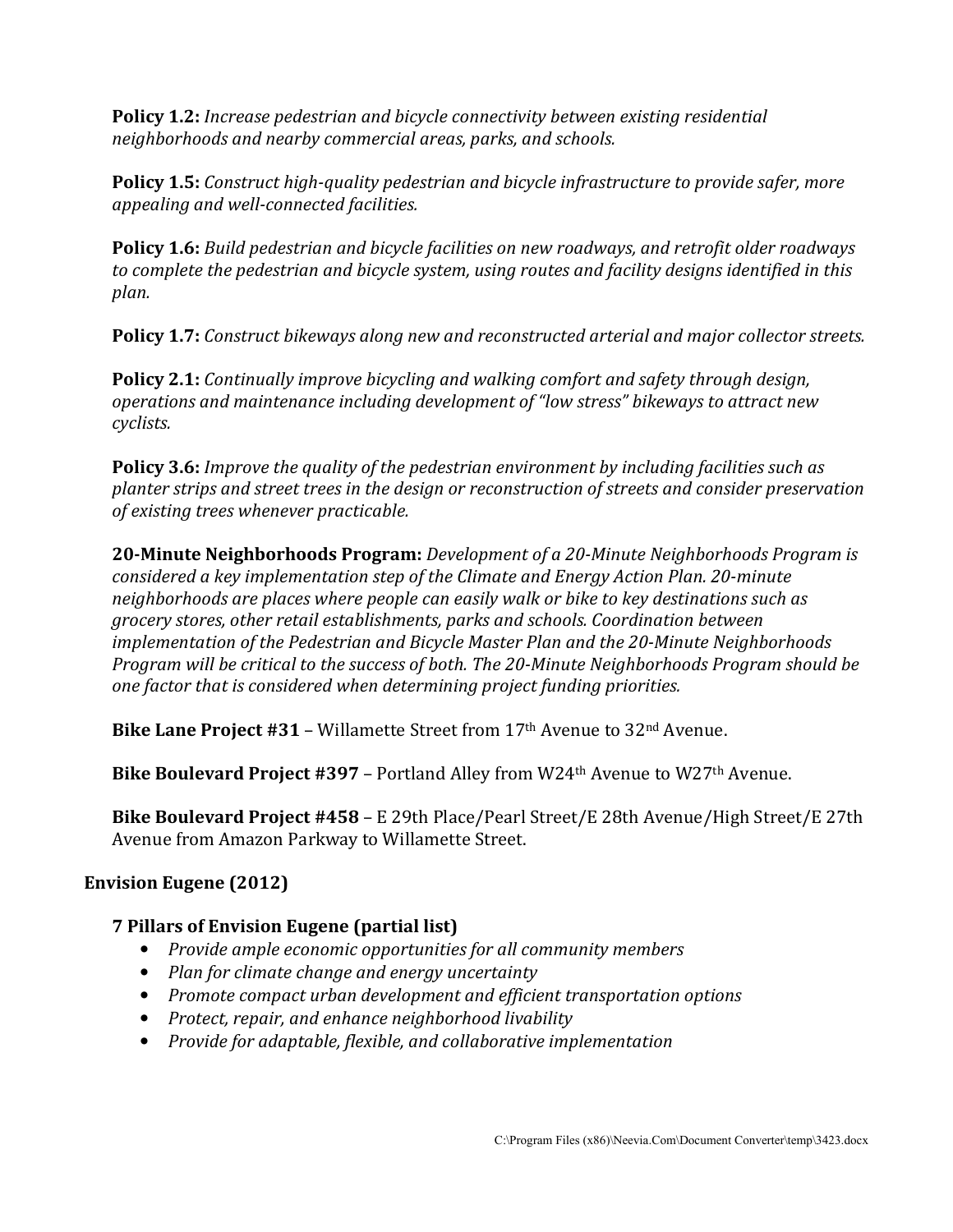**Policy 1.2:** *Increase pedestrian and bicycle connectivity between existing residential neighborhoods and nearby commercial areas, parks, and schools.*

**Policy 1.5:** *Construct high-quality pedestrian and bicycle infrastructure to provide safer, more appealing and well-connected facilities.*

**Policy 1.6:** *Build pedestrian and bicycle facilities on new roadways, and retrofit older roadways to complete the pedestrian and bicycle system, using routes and facility designs identified in this plan.*

**Policy 1.7:** *Construct bikeways along new and reconstructed arterial and major collector streets.*

**Policy 2.1:** *Continually improve bicycling and walking comfort and safety through design, operations and maintenance including development of "low stress" bikeways to attract new cyclists.*

**Policy 3.6:** *Improve the quality of the pedestrian environment by including facilities such as planter strips and street trees in the design or reconstruction of streets and consider preservation of existing trees whenever practicable.*

**20-Minute Neighborhoods Program:** *Development of a 20-Minute Neighborhoods Program is considered a key implementation step of the Climate and Energy Action Plan. 20-minute neighborhoods are places where people can easily walk or bike to key destinations such as grocery stores, other retail establishments, parks and schools. Coordination between implementation of the Pedestrian and Bicycle Master Plan and the 20-Minute Neighborhoods Program will be critical to the success of both. The 20-Minute Neighborhoods Program should be one factor that is considered when determining project funding priorities.*

**Bike Lane Project #31** – Willamette Street from 17th Avenue to 32nd Avenue.

**Bike Boulevard Project #397** – Portland Alley from W24th Avenue to W27th Avenue.

**Bike Boulevard Project #458** – E 29th Place/Pearl Street/E 28th Avenue/High Street/E 27th Avenue from Amazon Parkway to Willamette Street.

## Envision Eugene (2012)

### 7 Pillars of Envision Eugene (partial list)

- *Provide ample economic opportunities for all community members*
- *Plan for climate change and energy uncertainty*
- *Promote compact urban development and efficient transportation options*
- *Protect, repair, and enhance neighborhood livability*
- *Provide for adaptable, flexible, and collaborative implementation*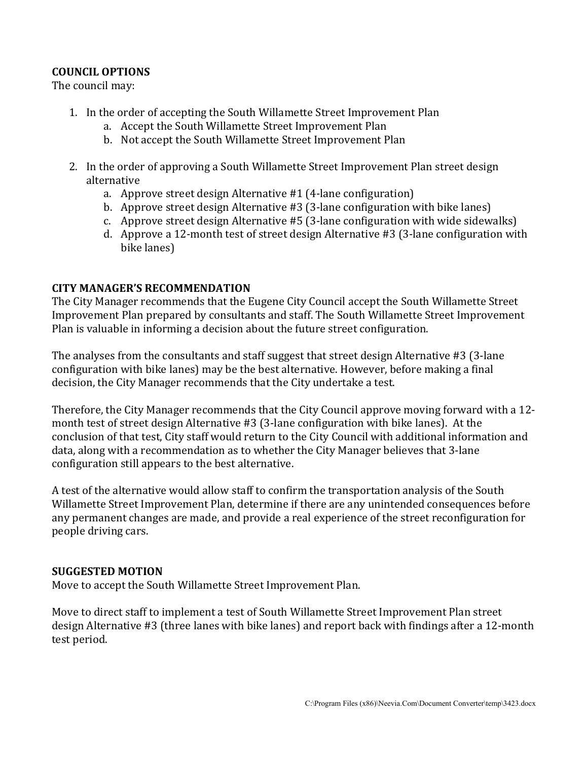**COUNCIL OPTIONS**
The council may:

1. In the order of accepting the South Willamette Street Improvement Plan
   a. Accept the South Willamette Street Improvement Plan
   b. Not accept the South Willamette Street Improvement Plan

2. In the order of approving a South Willamette Street Improvement Plan street design alternative
   a. Approve street design Alternative #1 (4-lane configuration)
   b. Approve street design Alternative #3 (3-lane configuration with bike lanes)
   c. Approve street design Alternative #5 (3-lane configuration with wide sidewalks)
   d. Approve a 12-month test of street design Alternative #3 (3-lane configuration with bike lanes)

**CITY MANAGER'S RECOMMENDATION**
The City Manager recommends that the Eugene City Council accept the South Willamette Street Improvement Plan prepared by consultants and staff. The South Willamette Street Improvement Plan is valuable in informing a decision about the future street configuration.

The analyses from the consultants and staff suggest that street design Alternative #3 (3-lane configuration with bike lanes) may be the best alternative. However, before making a final decision, the City Manager recommends that the City undertake a test.

Therefore, the City Manager recommends that the City Council approve moving forward with a 12-month test of street design Alternative #3 (3-lane configuration with bike lanes). At the conclusion of that test, City staff would return to the City Council with additional information and data, along with a recommendation as to whether the City Manager believes that 3-lane configuration still appears to the best alternative.

A test of the alternative would allow staff to confirm the transportation analysis of the South Willamette Street Improvement Plan, determine if there are any unintended consequences before any permanent changes are made, and provide a real experience of the street reconfiguration for people driving cars.

**SUGGESTED MOTION**
Move to accept the South Willamette Street Improvement Plan.

Move to direct staff to implement a test of South Willamette Street Improvement Plan street design Alternative #3 (three lanes with bike lanes) and report back with findings after a 12-month test period.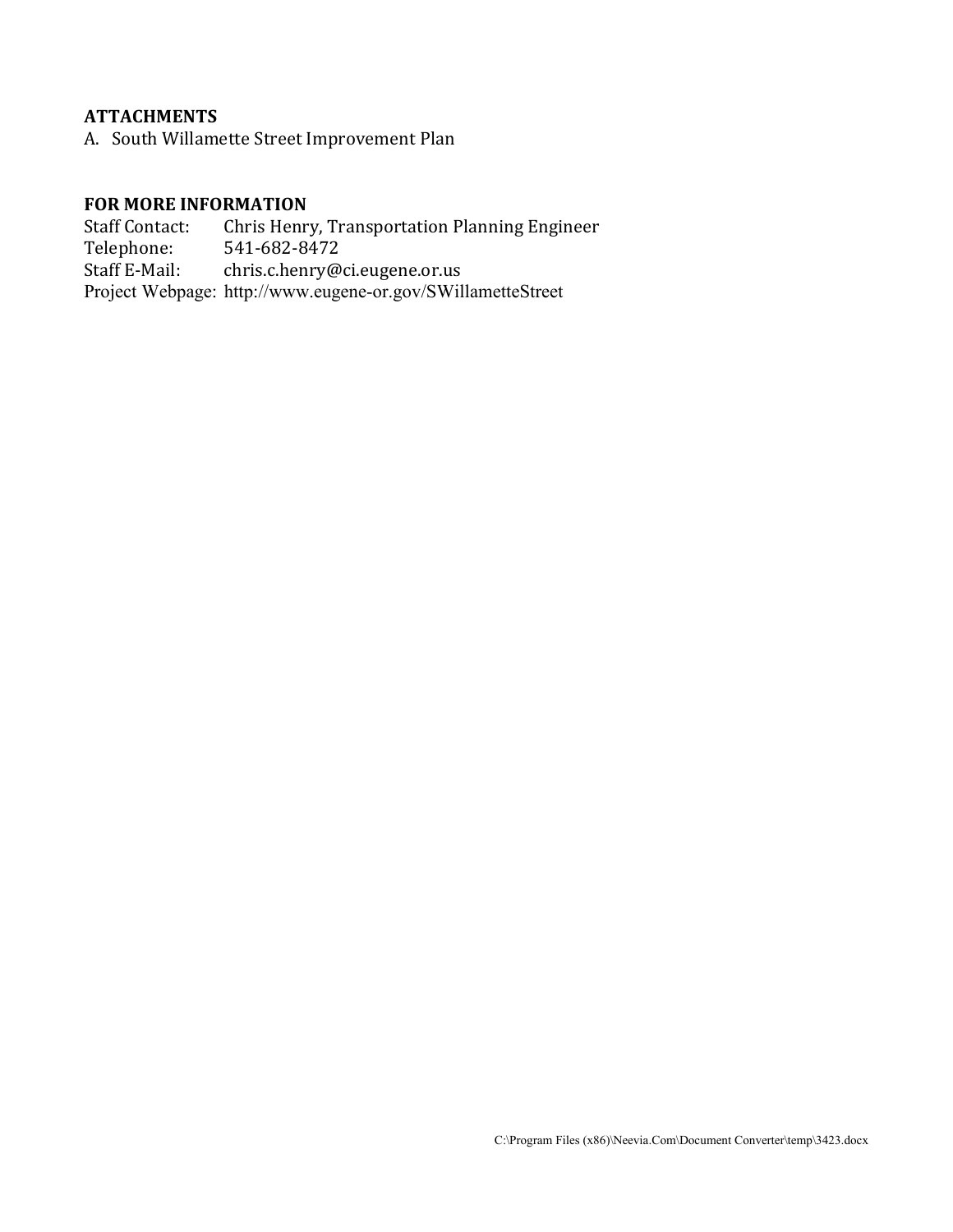**ATTACHMENTS**

A. South Willamette Street Improvement Plan

**FOR MORE INFORMATION**

Staff Contact: Chris Henry, Transportation Planning Engineer
Telephone: 541-682-8472
Staff E-Mail: chris.c.henry@ci.eugene.or.us
Project Webpage: http://www.eugene-or.gov/SWillametteStreet

C:\Program Files (x86)\Neevia.Com\Document Converter\temp\3423.docx